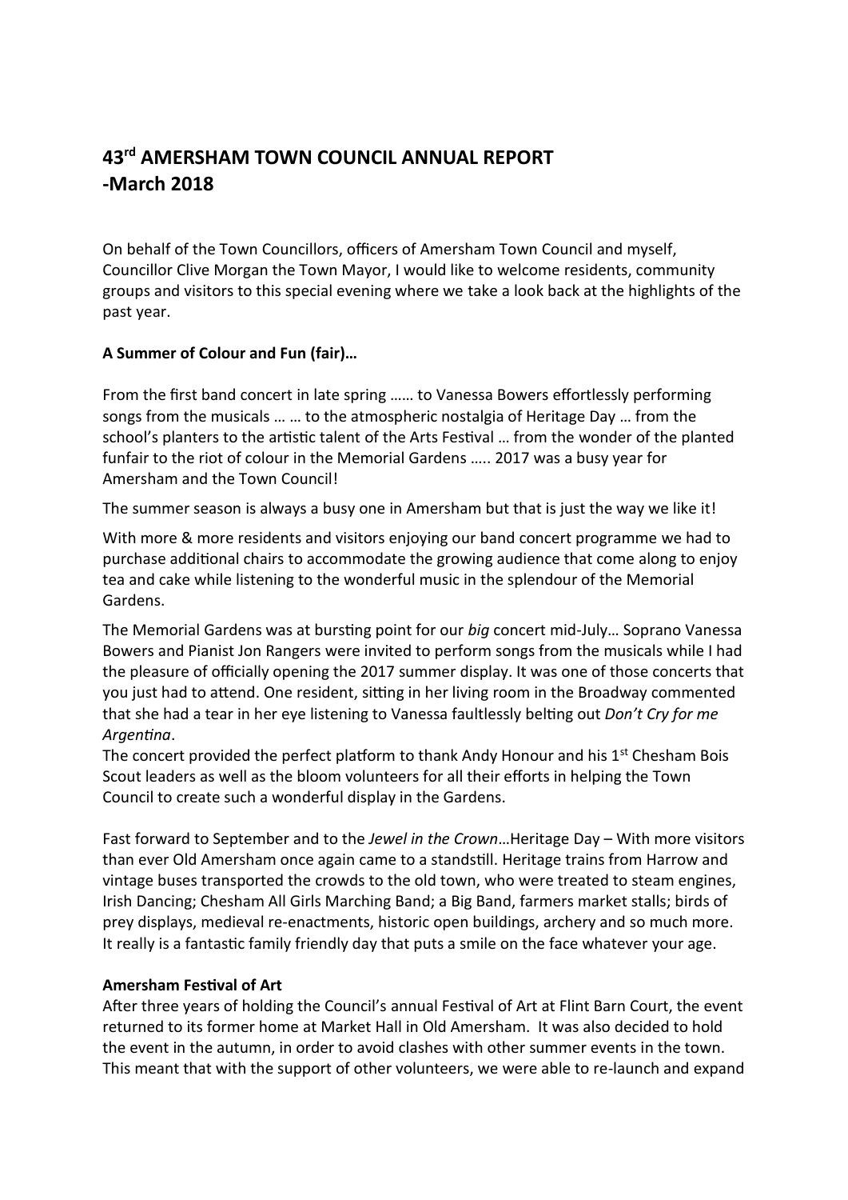# 43rd AMERSHAM TOWN COUNCIL ANNUAL REPORT -March 2018

On behalf of the Town Councillors, officers of Amersham Town Council and myself, Councillor Clive Morgan the Town Mayor, I would like to welcome residents, community groups and visitors to this special evening where we take a look back at the highlights of the past year.

**A Summer of Colour and Fun (fair)…**

From the first band concert in late spring …… to Vanessa Bowers effortlessly performing songs from the musicals … … to the atmospheric nostalgia of Heritage Day … from the school's planters to the artistic talent of the Arts Festival … from the wonder of the planted funfair to the riot of colour in the Memorial Gardens ….. 2017 was a busy year for Amersham and the Town Council!

The summer season is always a busy one in Amersham but that is just the way we like it!

With more & more residents and visitors enjoying our band concert programme we had to purchase additional chairs to accommodate the growing audience that come along to enjoy tea and cake while listening to the wonderful music in the splendour of the Memorial Gardens.

The Memorial Gardens was at bursting point for our *big* concert mid-July… Soprano Vanessa Bowers and Pianist Jon Rangers were invited to perform songs from the musicals while I had the pleasure of officially opening the 2017 summer display. It was one of those concerts that you just had to attend. One resident, sitting in her living room in the Broadway commented that she had a tear in her eye listening to Vanessa faultlessly belting out *Don't Cry for me Argentina*.
The concert provided the perfect platform to thank Andy Honour and his 1st Chesham Bois Scout leaders as well as the bloom volunteers for all their efforts in helping the Town Council to create such a wonderful display in the Gardens.

Fast forward to September and to the *Jewel in the Crown*…Heritage Day – With more visitors than ever Old Amersham once again came to a standstill. Heritage trains from Harrow and vintage buses transported the crowds to the old town, who were treated to steam engines, Irish Dancing; Chesham All Girls Marching Band; a Big Band, farmers market stalls; birds of prey displays, medieval re-enactments, historic open buildings, archery and so much more. It really is a fantastic family friendly day that puts a smile on the face whatever your age.

**Amersham Festival of Art**
After three years of holding the Council's annual Festival of Art at Flint Barn Court, the event returned to its former home at Market Hall in Old Amersham. It was also decided to hold the event in the autumn, in order to avoid clashes with other summer events in the town. This meant that with the support of other volunteers, we were able to re-launch and expand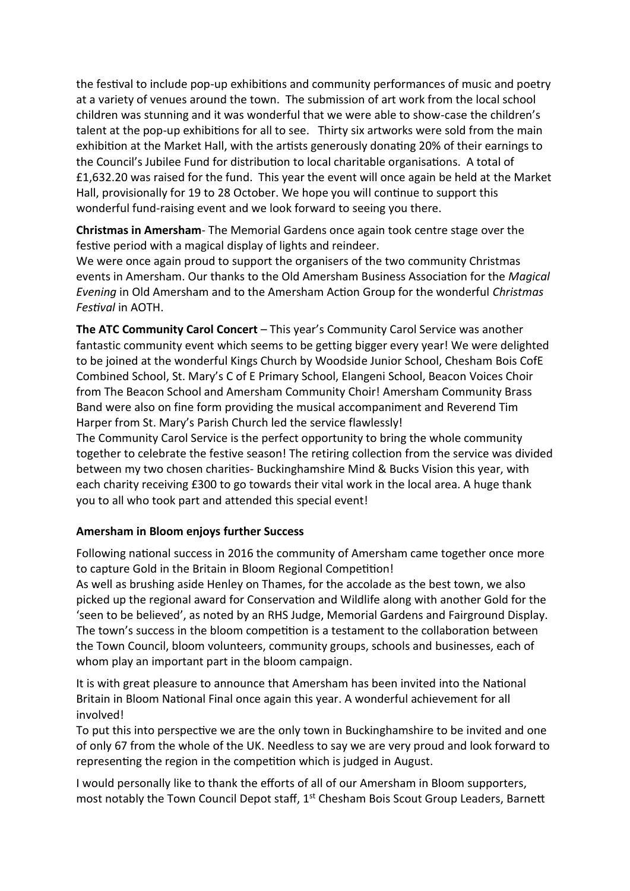the festival to include pop-up exhibitions and community performances of music and poetry at a variety of venues around the town. The submission of art work from the local school children was stunning and it was wonderful that we were able to show-case the children's talent at the pop-up exhibitions for all to see. Thirty six artworks were sold from the main exhibition at the Market Hall, with the artists generously donating 20% of their earnings to the Council's Jubilee Fund for distribution to local charitable organisations. A total of £1,632.20 was raised for the fund. This year the event will once again be held at the Market Hall, provisionally for 19 to 28 October. We hope you will continue to support this wonderful fund-raising event and we look forward to seeing you there.

**Christmas in Amersham**- The Memorial Gardens once again took centre stage over the festive period with a magical display of lights and reindeer.
We were once again proud to support the organisers of the two community Christmas events in Amersham. Our thanks to the Old Amersham Business Association for the *Magical Evening* in Old Amersham and to the Amersham Action Group for the wonderful *Christmas Festival* in AOTH.

**The ATC Community Carol Concert** – This year's Community Carol Service was another fantastic community event which seems to be getting bigger every year! We were delighted to be joined at the wonderful Kings Church by Woodside Junior School, Chesham Bois CofE Combined School, St. Mary's C of E Primary School, Elangeni School, Beacon Voices Choir from The Beacon School and Amersham Community Choir! Amersham Community Brass Band were also on fine form providing the musical accompaniment and Reverend Tim Harper from St. Mary's Parish Church led the service flawlessly!
The Community Carol Service is the perfect opportunity to bring the whole community together to celebrate the festive season! The retiring collection from the service was divided between my two chosen charities- Buckinghamshire Mind & Bucks Vision this year, with each charity receiving £300 to go towards their vital work in the local area. A huge thank you to all who took part and attended this special event!

**Amersham in Bloom enjoys further Success**

Following national success in 2016 the community of Amersham came together once more to capture Gold in the Britain in Bloom Regional Competition!
As well as brushing aside Henley on Thames, for the accolade as the best town, we also picked up the regional award for Conservation and Wildlife along with another Gold for the 'seen to be believed', as noted by an RHS Judge, Memorial Gardens and Fairground Display. The town's success in the bloom competition is a testament to the collaboration between the Town Council, bloom volunteers, community groups, schools and businesses, each of whom play an important part in the bloom campaign.

It is with great pleasure to announce that Amersham has been invited into the National Britain in Bloom National Final once again this year. A wonderful achievement for all involved!
To put this into perspective we are the only town in Buckinghamshire to be invited and one of only 67 from the whole of the UK. Needless to say we are very proud and look forward to representing the region in the competition which is judged in August.

I would personally like to thank the efforts of all of our Amersham in Bloom supporters, most notably the Town Council Depot staff, 1st Chesham Bois Scout Group Leaders, Barnett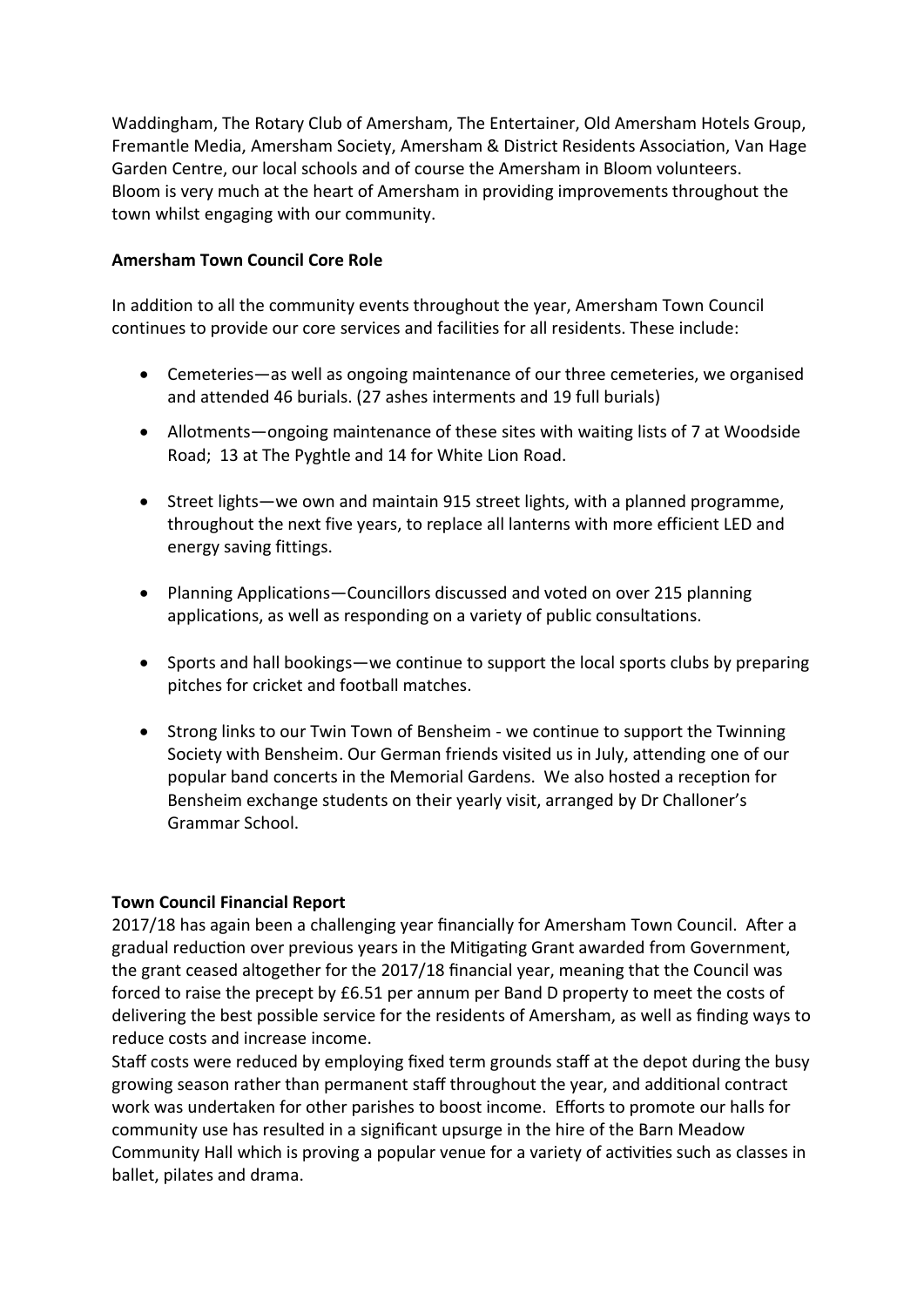Waddingham, The Rotary Club of Amersham, The Entertainer, Old Amersham Hotels Group, Fremantle Media, Amersham Society, Amersham & District Residents Association, Van Hage Garden Centre, our local schools and of course the Amersham in Bloom volunteers.
Bloom is very much at the heart of Amersham in providing improvements throughout the town whilst engaging with our community.

**Amersham Town Council Core Role**

In addition to all the community events throughout the year, Amersham Town Council continues to provide our core services and facilities for all residents. These include:

- Cemeteries—as well as ongoing maintenance of our three cemeteries, we organised and attended 46 burials. (27 ashes interments and 19 full burials)
- Allotments—ongoing maintenance of these sites with waiting lists of 7 at Woodside Road; 13 at The Pyghtle and 14 for White Lion Road.
- Street lights—we own and maintain 915 street lights, with a planned programme, throughout the next five years, to replace all lanterns with more efficient LED and energy saving fittings.
- Planning Applications—Councillors discussed and voted on over 215 planning applications, as well as responding on a variety of public consultations.
- Sports and hall bookings—we continue to support the local sports clubs by preparing pitches for cricket and football matches.
- Strong links to our Twin Town of Bensheim - we continue to support the Twinning Society with Bensheim. Our German friends visited us in July, attending one of our popular band concerts in the Memorial Gardens. We also hosted a reception for Bensheim exchange students on their yearly visit, arranged by Dr Challoner's Grammar School.

**Town Council Financial Report**

2017/18 has again been a challenging year financially for Amersham Town Council. After a gradual reduction over previous years in the Mitigating Grant awarded from Government, the grant ceased altogether for the 2017/18 financial year, meaning that the Council was forced to raise the precept by £6.51 per annum per Band D property to meet the costs of delivering the best possible service for the residents of Amersham, as well as finding ways to reduce costs and increase income.
Staff costs were reduced by employing fixed term grounds staff at the depot during the busy growing season rather than permanent staff throughout the year, and additional contract work was undertaken for other parishes to boost income. Efforts to promote our halls for community use has resulted in a significant upsurge in the hire of the Barn Meadow Community Hall which is proving a popular venue for a variety of activities such as classes in ballet, pilates and drama.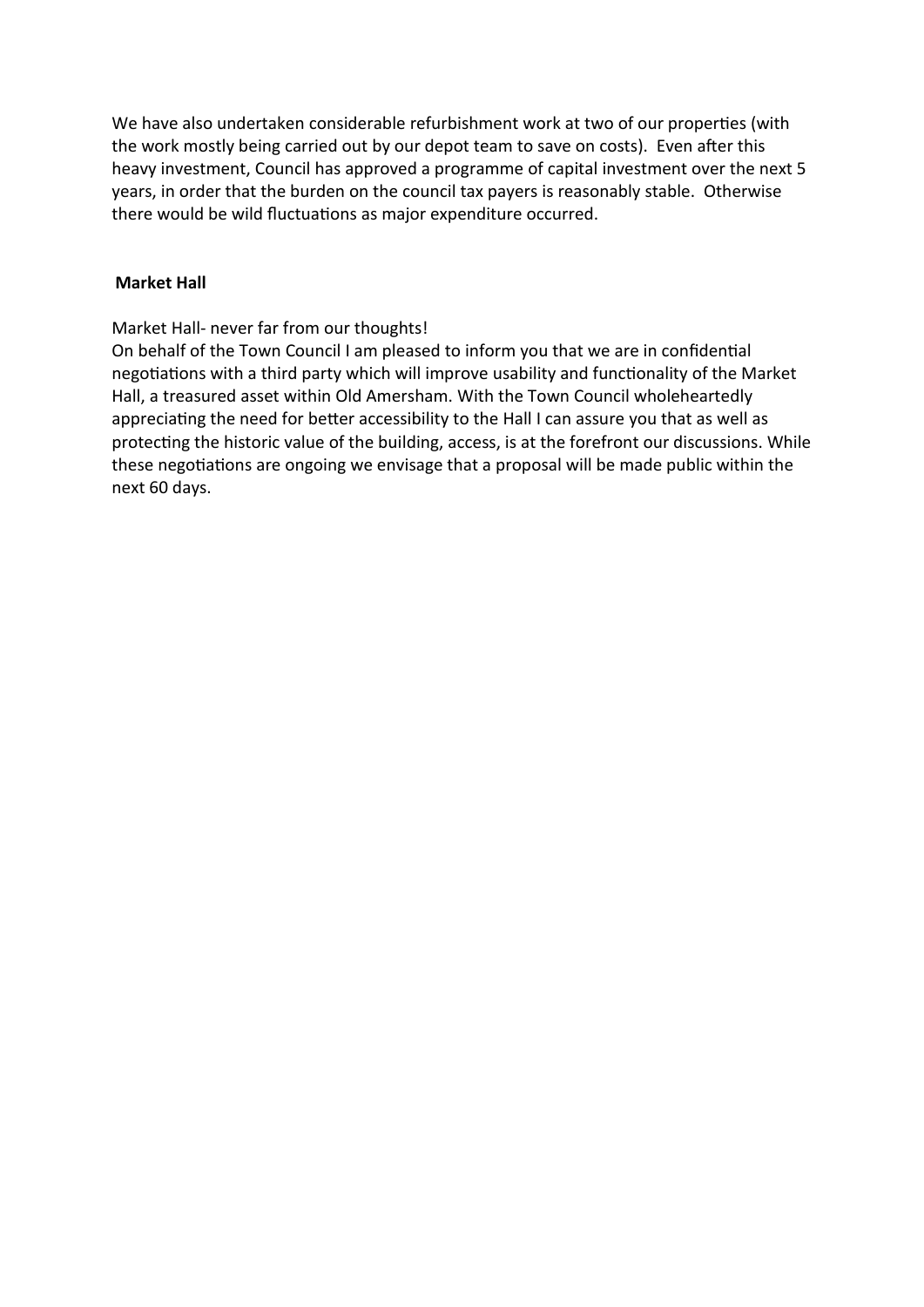We have also undertaken considerable refurbishment work at two of our properties (with the work mostly being carried out by our depot team to save on costs). Even after this heavy investment, Council has approved a programme of capital investment over the next 5 years, in order that the burden on the council tax payers is reasonably stable. Otherwise there would be wild fluctuations as major expenditure occurred.

**Market Hall**

Market Hall- never far from our thoughts!
On behalf of the Town Council I am pleased to inform you that we are in confidential negotiations with a third party which will improve usability and functionality of the Market Hall, a treasured asset within Old Amersham. With the Town Council wholeheartedly appreciating the need for better accessibility to the Hall I can assure you that as well as protecting the historic value of the building, access, is at the forefront our discussions. While these negotiations are ongoing we envisage that a proposal will be made public within the next 60 days.